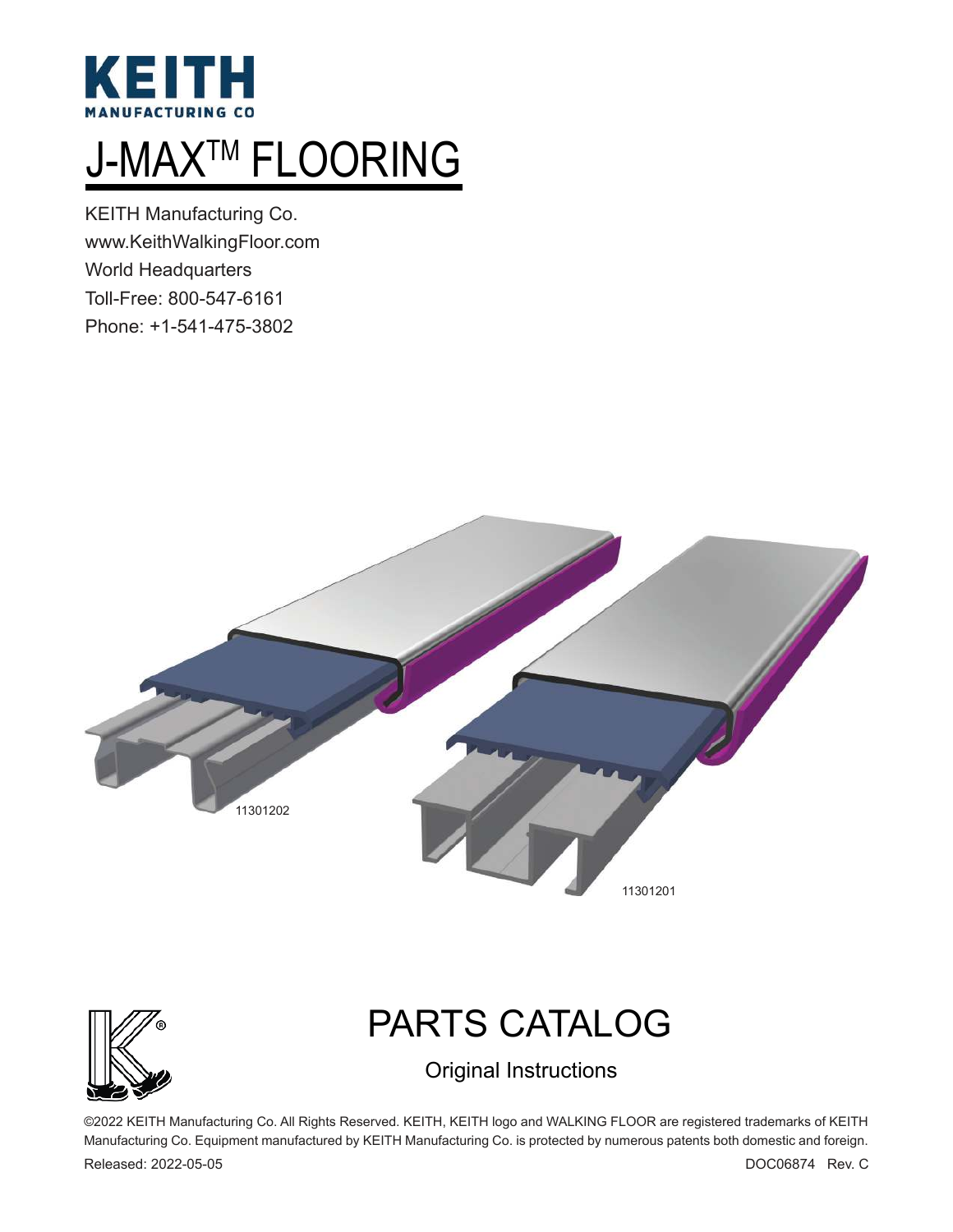# KEITH

MANUFACTURING CO

# J-MAX™ FLOORING

KEITH Manufacturing Co.
www.KeithWalkingFloor.com
World Headquarters
Toll-Free: 800-547-6161
Phone: +1-541-475-3802

11301202

11301201

# PARTS CATALOG

Original Instructions

©2022 KEITH Manufacturing Co. All Rights Reserved. KEITH, KEITH logo and WALKING FLOOR are registered trademarks of KEITH Manufacturing Co. Equipment manufactured by KEITH Manufacturing Co. is protected by numerous patents both domestic and foreign.

Released: 2022-05-05

DOC06874 Rev. C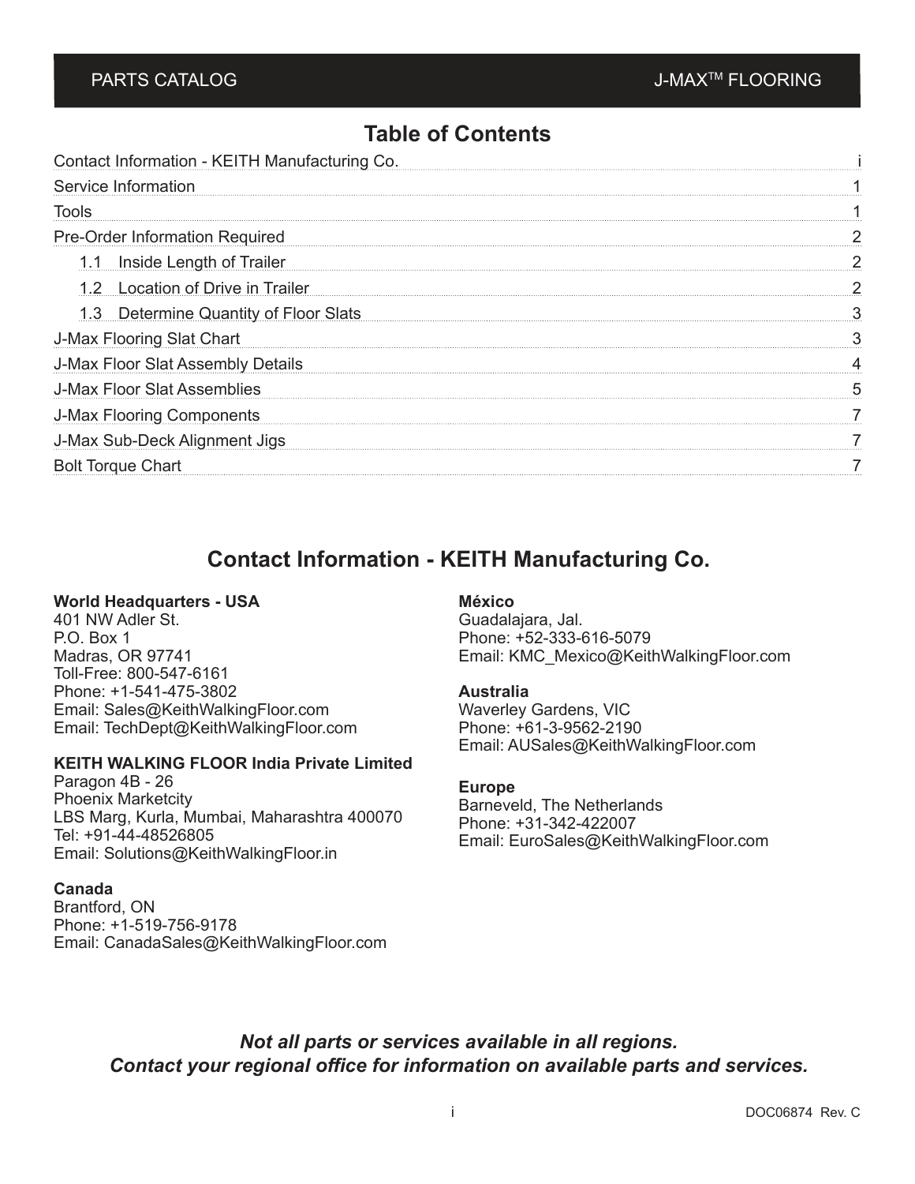# Table of Contents

| Section | Page |
|---|---|
| Contact Information - KEITH Manufacturing Co. | i |
| Service Information | 1 |
| Tools | 1 |
| Pre-Order Information Required | 2 |
| 1.1 Inside Length of Trailer | 2 |
| 1.2 Location of Drive in Trailer | 2 |
| 1.3 Determine Quantity of Floor Slats | 3 |
| J-Max Flooring Slat Chart | 3 |
| J-Max Floor Slat Assembly Details | 4 |
| J-Max Floor Slat Assemblies | 5 |
| J-Max Flooring Components | 7 |
| J-Max Sub-Deck Alignment Jigs | 7 |
| Bolt Torque Chart | 7 |

# Contact Information - KEITH Manufacturing Co.

**World Headquarters - USA**
401 NW Adler St.
P.O. Box 1
Madras, OR 97741
Toll-Free: 800-547-6161
Phone: +1-541-475-3802
Email: Sales@KeithWalkingFloor.com
Email: TechDept@KeithWalkingFloor.com

**KEITH WALKING FLOOR India Private Limited**
Paragon 4B - 26
Phoenix Marketcity
LBS Marg, Kurla, Mumbai, Maharashtra 400070
Tel: +91-44-48526805
Email: Solutions@KeithWalkingFloor.in

**Canada**
Brantford, ON
Phone: +1-519-756-9178
Email: CanadaSales@KeithWalkingFloor.com

**México**
Guadalajara, Jal.
Phone: +52-333-616-5079
Email: KMC_Mexico@KeithWalkingFloor.com

**Australia**
Waverley Gardens, VIC
Phone: +61-3-9562-2190
Email: AUSales@KeithWalkingFloor.com

**Europe**
Barneveld, The Netherlands
Phone: +31-342-422007
Email: EuroSales@KeithWalkingFloor.com

***Not all parts or services available in all regions.***
***Contact your regional office for information on available parts and services.***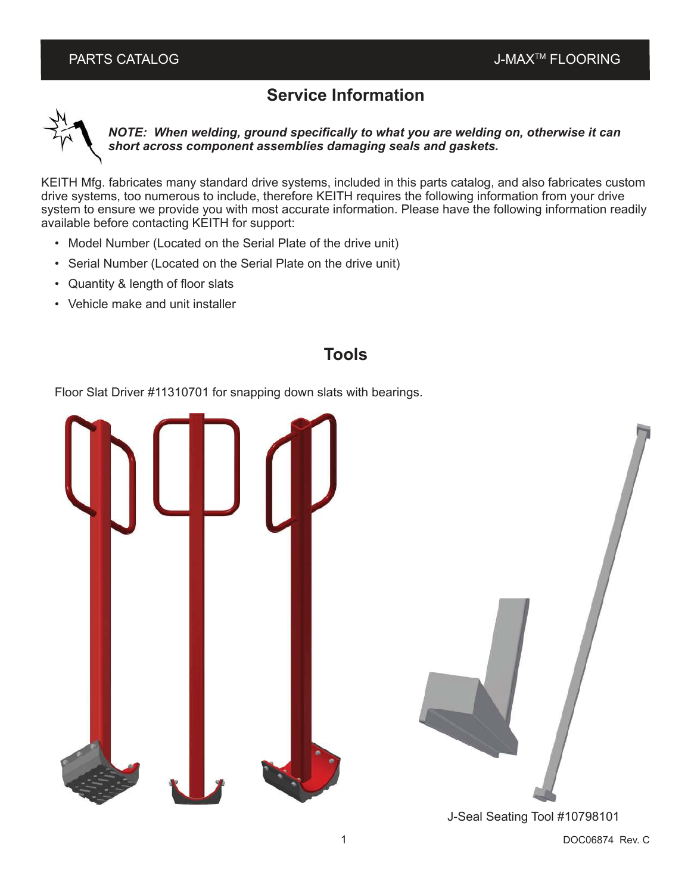## Service Information

***NOTE: When welding, ground specifically to what you are welding on, otherwise it can short across component assemblies damaging seals and gaskets.***

KEITH Mfg. fabricates many standard drive systems, included in this parts catalog, and also fabricates custom drive systems, too numerous to include, therefore KEITH requires the following information from your drive system to ensure we provide you with most accurate information. Please have the following information readily available before contacting KEITH for support:

- Model Number (Located on the Serial Plate of the drive unit)
- Serial Number (Located on the Serial Plate on the drive unit)
- Quantity & length of floor slats
- Vehicle make and unit installer

## Tools

Floor Slat Driver #11310701 for snapping down slats with bearings.

J-Seal Seating Tool #10798101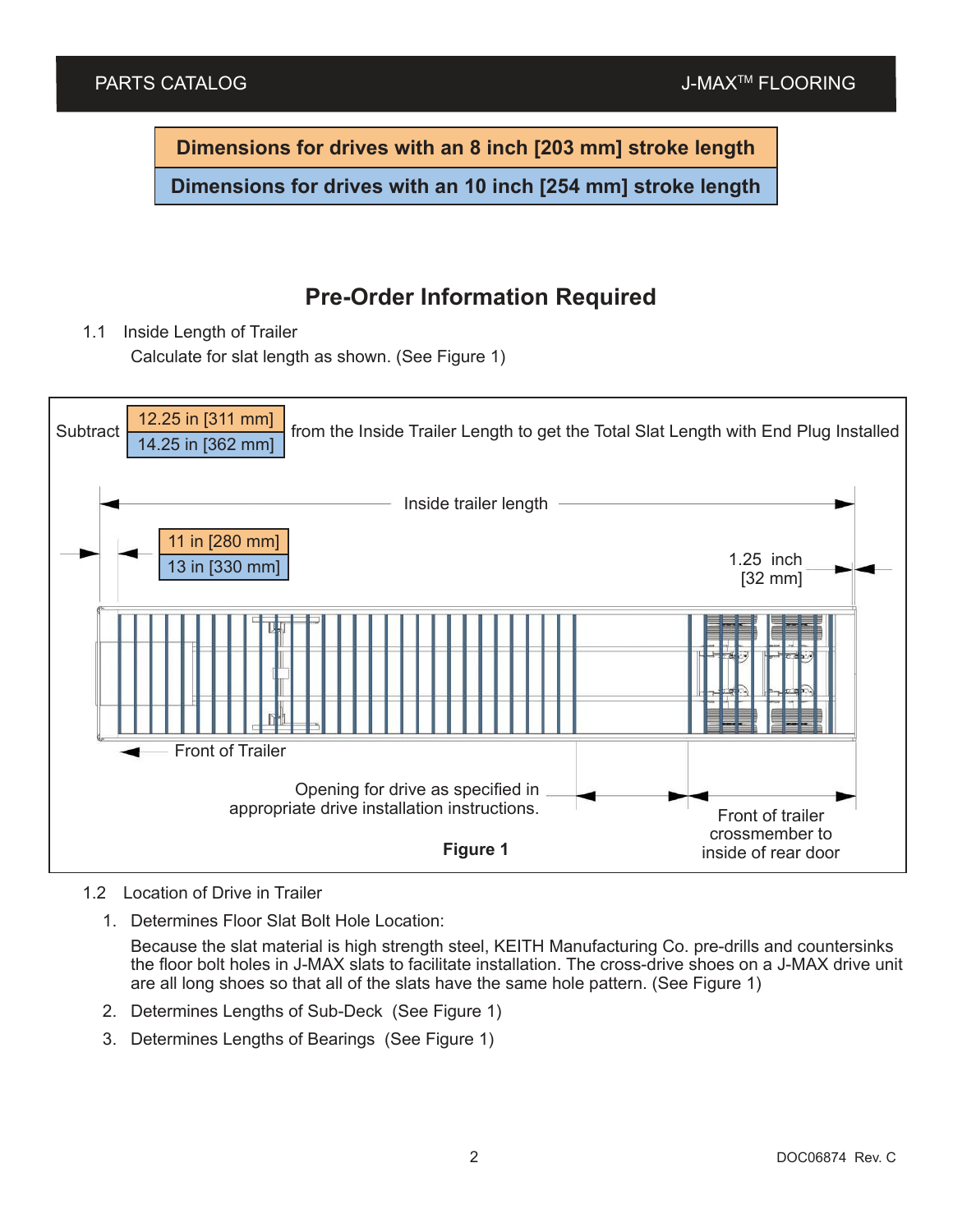**Dimensions for drives with an 8 inch [203 mm] stroke length**

**Dimensions for drives with an 10 inch [254 mm] stroke length**

## Pre-Order Information Required

1.1 Inside Length of Trailer

Calculate for slat length as shown. (See Figure 1)

Subtract 12.25 in [311 mm] / 14.25 in [362 mm] from the Inside Trailer Length to get the Total Slat Length with End Plug Installed

Inside trailer length

11 in [280 mm] / 13 in [330 mm]

1.25 inch [32 mm]

Front of Trailer

Opening for drive as specified in appropriate drive installation instructions.

Front of trailer crossmember to inside of rear door

**Figure 1**

1.2 Location of Drive in Trailer

1. Determines Floor Slat Bolt Hole Location:

   Because the slat material is high strength steel, KEITH Manufacturing Co. pre-drills and countersinks the floor bolt holes in J-MAX slats to facilitate installation. The cross-drive shoes on a J-MAX drive unit are all long shoes so that all of the slats have the same hole pattern. (See Figure 1)

2. Determines Lengths of Sub-Deck (See Figure 1)

3. Determines Lengths of Bearings (See Figure 1)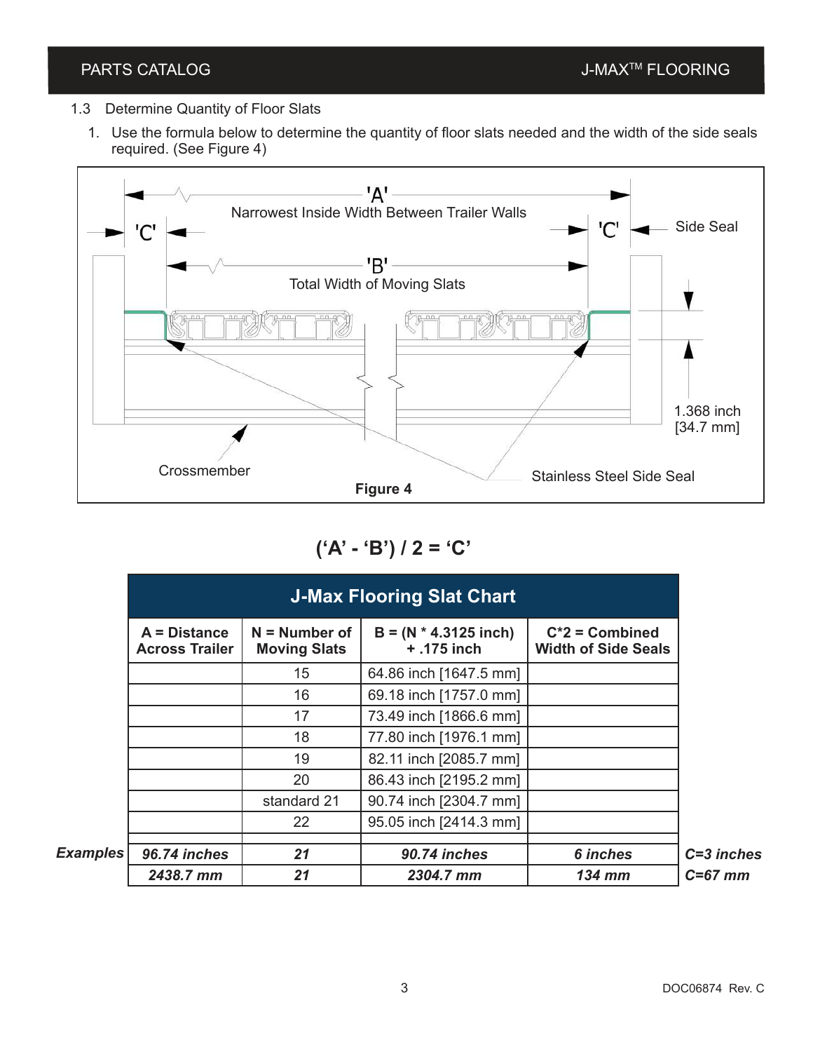1.3 Determine Quantity of Floor Slats

1. Use the formula below to determine the quantity of floor slats needed and the width of the side seals required. (See Figure 4)

'A' Narrowest Inside Width Between Trailer Walls

'C'

'C'

Side Seal

'B' Total Width of Moving Slats

1.368 inch [34.7 mm]

Crossmember

Stainless Steel Side Seal

**Figure 4**

**('A' - 'B') / 2 = 'C'**

| | **J-Max Flooring Slat Chart** | | | | |
|---|---|---|---|---|---|
| | **A = Distance Across Trailer** | **N = Number of Moving Slats** | **B = (N * 4.3125 inch) + .175 inch** | **C*2 = Combined Width of Side Seals** | |
| | | 15 | 64.86 inch [1647.5 mm] | | |
| | | 16 | 69.18 inch [1757.0 mm] | | |
| | | 17 | 73.49 inch [1866.6 mm] | | |
| | | 18 | 77.80 inch [1976.1 mm] | | |
| | | 19 | 82.11 inch [2085.7 mm] | | |
| | | 20 | 86.43 inch [2195.2 mm] | | |
| | | standard 21 | 90.74 inch [2304.7 mm] | | |
| | | 22 | 95.05 inch [2414.3 mm] | | |
| | | | | | |
| ***Examples*** | ***96.74 inches*** | ***21*** | ***90.74 inches*** | ***6 inches*** | ***C=3 inches*** |
| | ***2438.7 mm*** | ***21*** | ***2304.7 mm*** | ***134 mm*** | ***C=67 mm*** |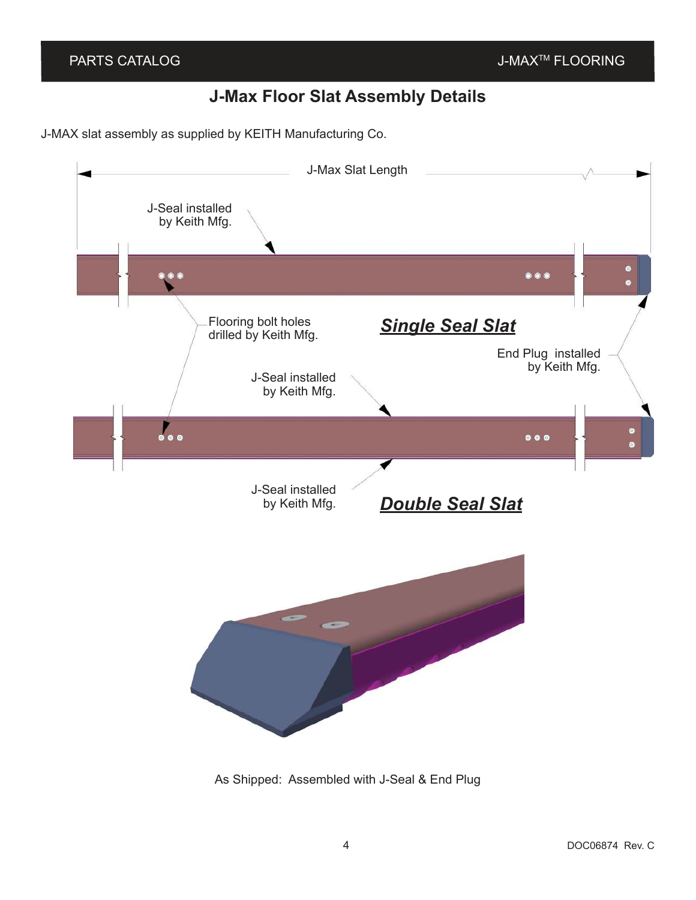# J-Max Floor Slat Assembly Details

J-MAX slat assembly as supplied by KEITH Manufacturing Co.

J-Max Slat Length

J-Seal installed by Keith Mfg.

Flooring bolt holes drilled by Keith Mfg.

***Single Seal Slat***

End Plug installed by Keith Mfg.

J-Seal installed by Keith Mfg.

J-Seal installed by Keith Mfg.

***Double Seal Slat***

As Shipped: Assembled with J-Seal & End Plug

DOC06874 Rev. C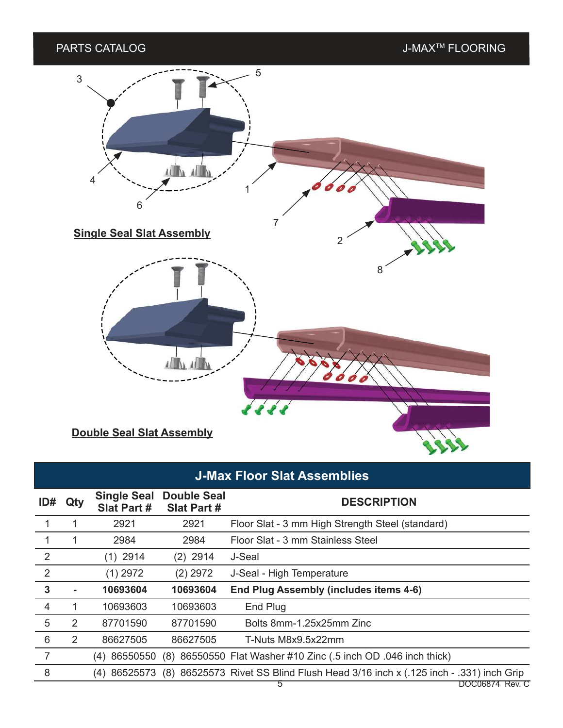**Single Seal Slat Assembly**

**Double Seal Slat Assembly**

## J-Max Floor Slat Assemblies

| ID# | Qty | Single Seal Slat Part # | Double Seal Slat Part # | DESCRIPTION |
|---|---|---|---|---|
| 1 | 1 | 2921 | 2921 | Floor Slat - 3 mm High Strength Steel (standard) |
| 1 | 1 | 2984 | 2984 | Floor Slat - 3 mm Stainless Steel |
| 2 | | (1) 2914 | (2) 2914 | J-Seal |
| 2 | | (1) 2972 | (2) 2972 | J-Seal - High Temperature |
| **3** | **-** | **10693604** | **10693604** | **End Plug Assembly (includes items 4-6)** |
| 4 | 1 | 10693603 | 10693603 | End Plug |
| 5 | 2 | 87701590 | 87701590 | Bolts 8mm-1.25x25mm Zinc |
| 6 | 2 | 86627505 | 86627505 | T-Nuts M8x9.5x22mm |
| 7 | | (4) 86550550 | (8) 86550550 | Flat Washer #10 Zinc (.5 inch OD .046 inch thick) |
| 8 | | (4) 86525573 | (8) 86525573 | Rivet SS Blind Flush Head 3/16 inch x (.125 inch - .331) inch Grip |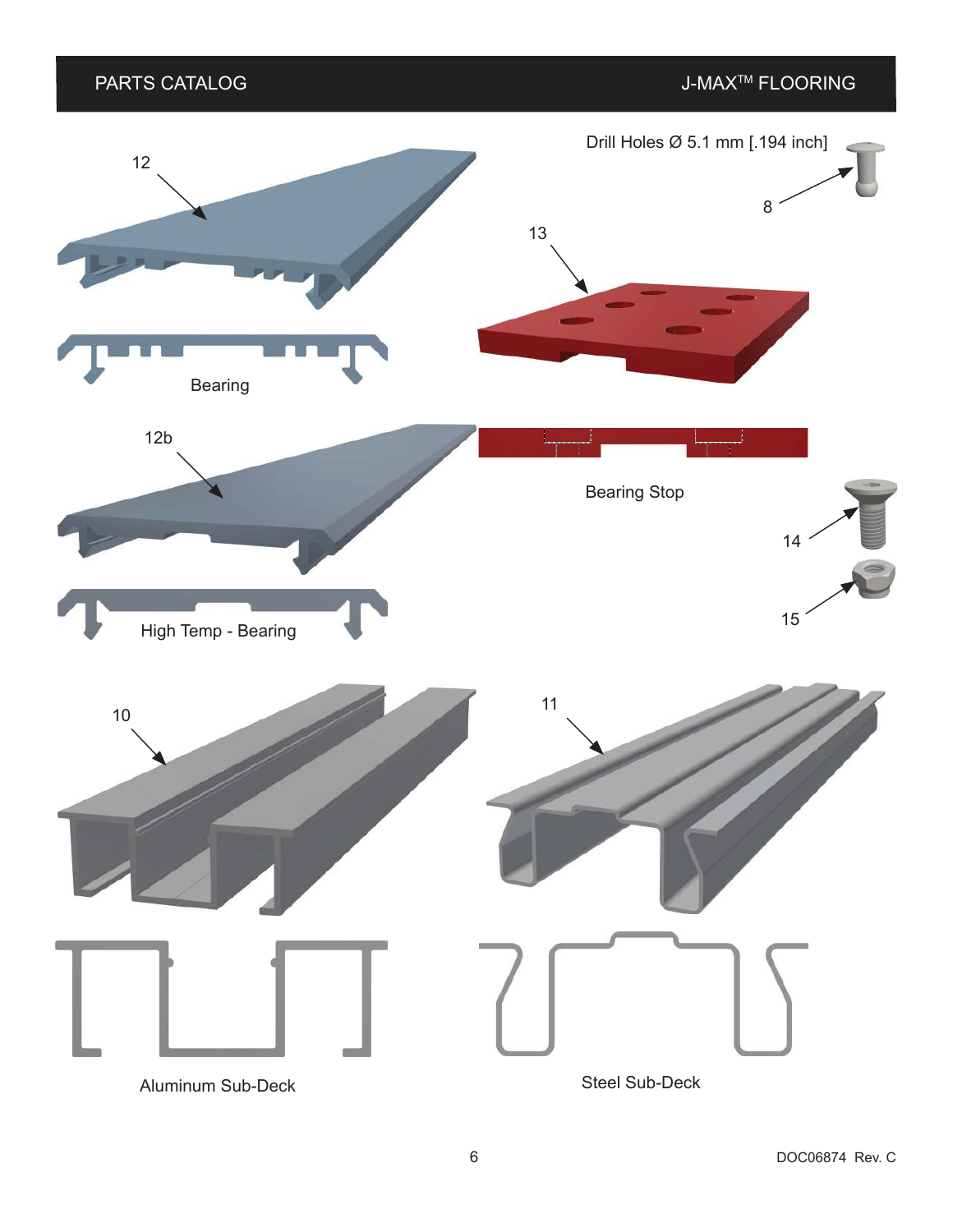12

Bearing

12b

High Temp - Bearing

Drill Holes Ø 5.1 mm [.194 inch]

8

13

Bearing Stop

14

15

10

Aluminum Sub-Deck

11

Steel Sub-Deck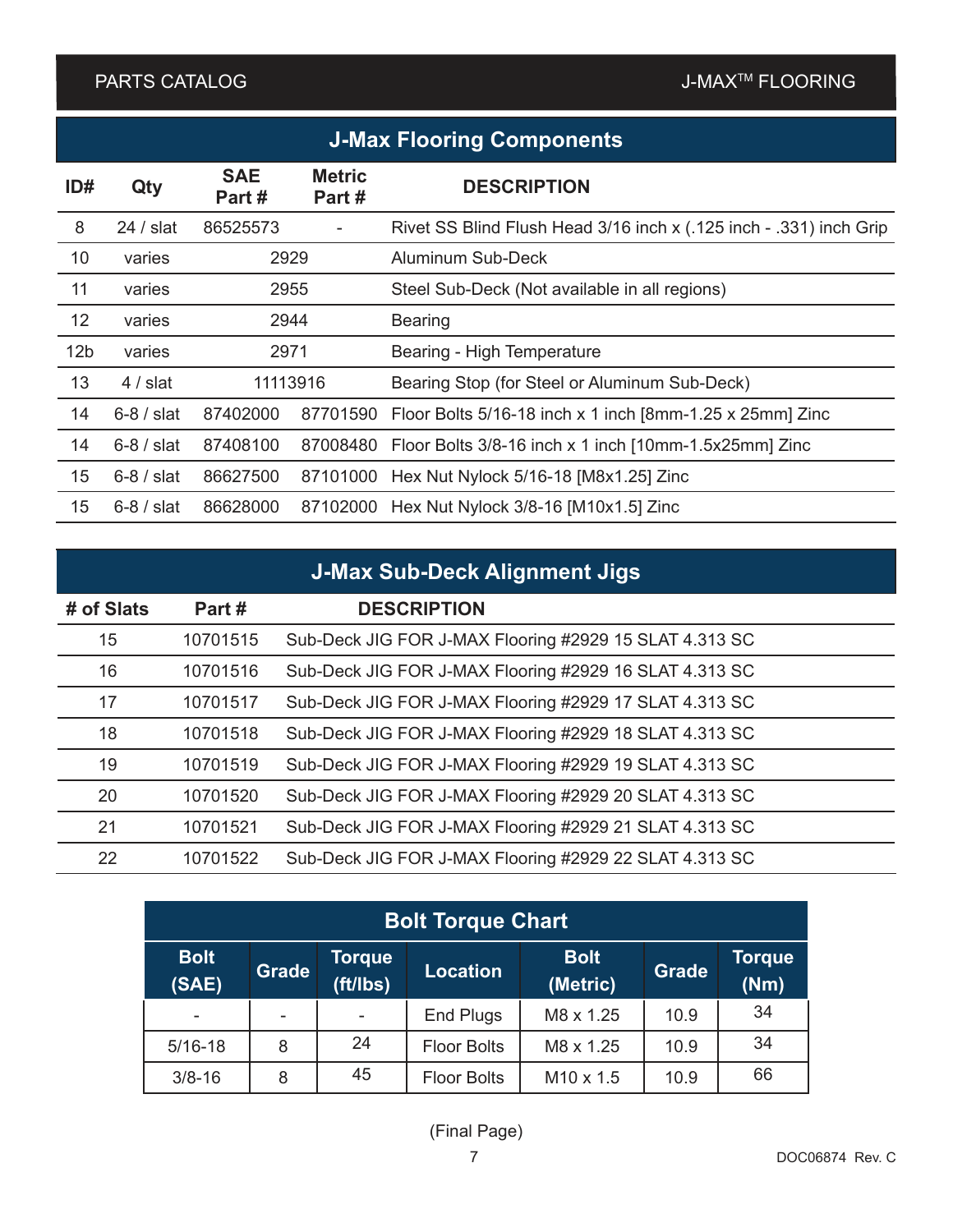## J-Max Flooring Components

| ID# | Qty | SAE Part # | Metric Part # | DESCRIPTION |
|---|---|---|---|---|
| 8 | 24 / slat | 86525573 | - | Rivet SS Blind Flush Head 3/16 inch x (.125 inch - .331) inch Grip |
| 10 | varies | 2929 | | Aluminum Sub-Deck |
| 11 | varies | 2955 | | Steel Sub-Deck (Not available in all regions) |
| 12 | varies | 2944 | | Bearing |
| 12b | varies | 2971 | | Bearing - High Temperature |
| 13 | 4 / slat | 11113916 | | Bearing Stop (for Steel or Aluminum Sub-Deck) |
| 14 | 6-8 / slat | 87402000 | 87701590 | Floor Bolts 5/16-18 inch x 1 inch [8mm-1.25 x 25mm] Zinc |
| 14 | 6-8 / slat | 87408100 | 87008480 | Floor Bolts 3/8-16 inch x 1 inch [10mm-1.5x25mm] Zinc |
| 15 | 6-8 / slat | 86627500 | 87101000 | Hex Nut Nylock 5/16-18 [M8x1.25] Zinc |
| 15 | 6-8 / slat | 86628000 | 87102000 | Hex Nut Nylock 3/8-16 [M10x1.5] Zinc |

## J-Max Sub-Deck Alignment Jigs

| # of Slats | Part # | DESCRIPTION |
|---|---|---|
| 15 | 10701515 | Sub-Deck JIG FOR J-MAX Flooring #2929 15 SLAT 4.313 SC |
| 16 | 10701516 | Sub-Deck JIG FOR J-MAX Flooring #2929 16 SLAT 4.313 SC |
| 17 | 10701517 | Sub-Deck JIG FOR J-MAX Flooring #2929 17 SLAT 4.313 SC |
| 18 | 10701518 | Sub-Deck JIG FOR J-MAX Flooring #2929 18 SLAT 4.313 SC |
| 19 | 10701519 | Sub-Deck JIG FOR J-MAX Flooring #2929 19 SLAT 4.313 SC |
| 20 | 10701520 | Sub-Deck JIG FOR J-MAX Flooring #2929 20 SLAT 4.313 SC |
| 21 | 10701521 | Sub-Deck JIG FOR J-MAX Flooring #2929 21 SLAT 4.313 SC |
| 22 | 10701522 | Sub-Deck JIG FOR J-MAX Flooring #2929 22 SLAT 4.313 SC |

## Bolt Torque Chart

| Bolt (SAE) | Grade | Torque (ft/lbs) | Location | Bolt (Metric) | Grade | Torque (Nm) |
|---|---|---|---|---|---|---|
| - | - | - | End Plugs | M8 x 1.25 | 10.9 | 34 |
| 5/16-18 | 8 | 24 | Floor Bolts | M8 x 1.25 | 10.9 | 34 |
| 3/8-16 | 8 | 45 | Floor Bolts | M10 x 1.5 | 10.9 | 66 |

(Final Page)